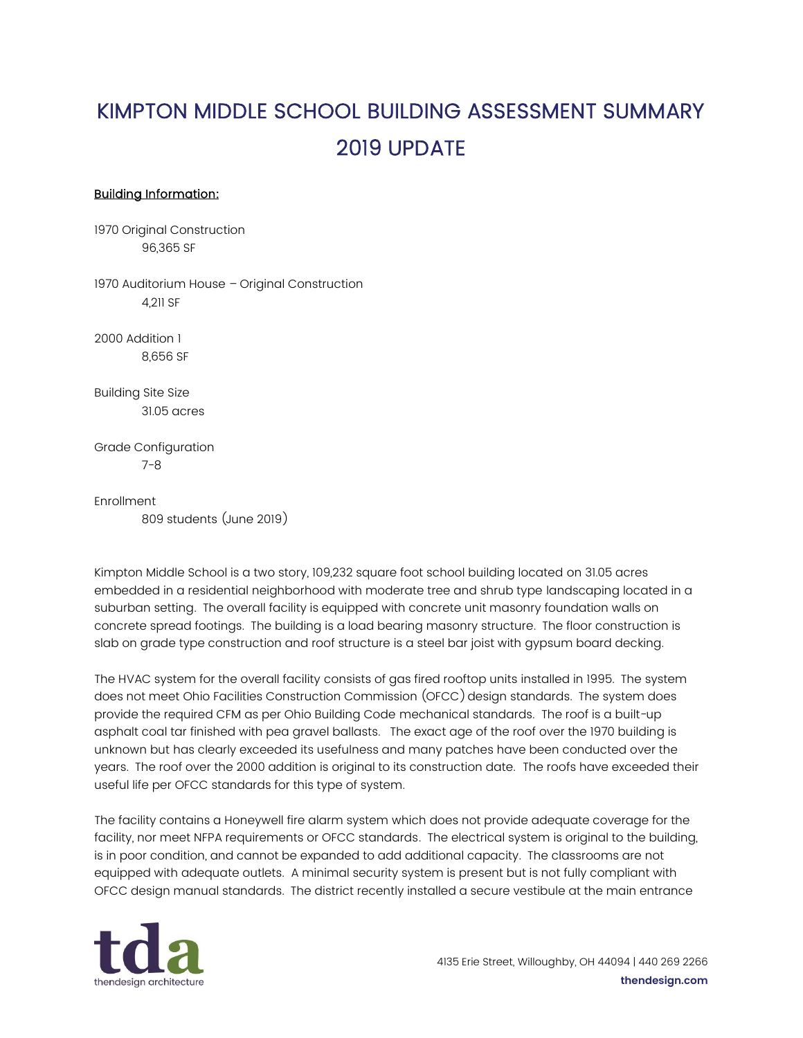# KIMPTON MIDDLE SCHOOL BUILDING ASSESSMENT SUMMARY 2019 UPDATE

**Building Information:**

1970 Original Construction
    96,365 SF

1970 Auditorium House – Original Construction
    4,211 SF

2000 Addition 1
    8,656 SF

Building Site Size
    31.05 acres

Grade Configuration
    7-8

Enrollment
    809 students (June 2019)

Kimpton Middle School is a two story, 109,232 square foot school building located on 31.05 acres embedded in a residential neighborhood with moderate tree and shrub type landscaping located in a suburban setting. The overall facility is equipped with concrete unit masonry foundation walls on concrete spread footings. The building is a load bearing masonry structure. The floor construction is slab on grade type construction and roof structure is a steel bar joist with gypsum board decking.

The HVAC system for the overall facility consists of gas fired rooftop units installed in 1995. The system does not meet Ohio Facilities Construction Commission (OFCC) design standards. The system does provide the required CFM as per Ohio Building Code mechanical standards. The roof is a built-up asphalt coal tar finished with pea gravel ballasts. The exact age of the roof over the 1970 building is unknown but has clearly exceeded its usefulness and many patches have been conducted over the years. The roof over the 2000 addition is original to its construction date. The roofs have exceeded their useful life per OFCC standards for this type of system.

The facility contains a Honeywell fire alarm system which does not provide adequate coverage for the facility, nor meet NFPA requirements or OFCC standards. The electrical system is original to the building, is in poor condition, and cannot be expanded to add additional capacity. The classrooms are not equipped with adequate outlets. A minimal security system is present but is not fully compliant with OFCC design manual standards. The district recently installed a secure vestibule at the main entrance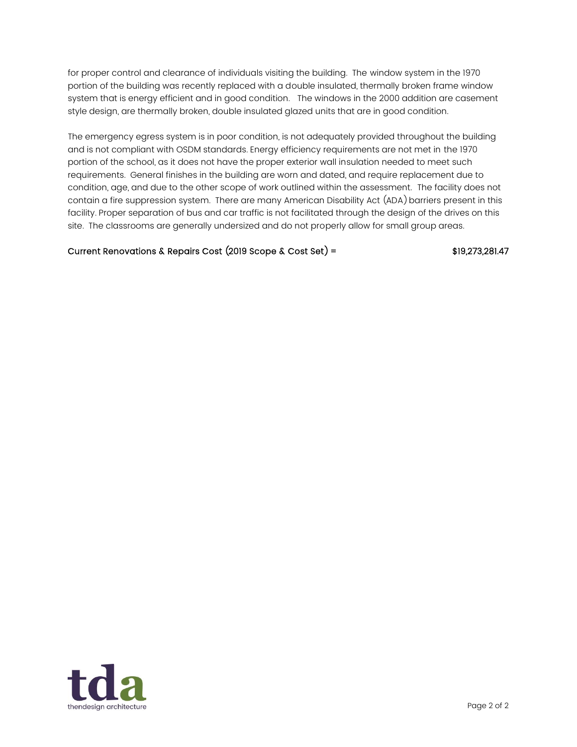for proper control and clearance of individuals visiting the building. The window system in the 1970 portion of the building was recently replaced with a double insulated, thermally broken frame window system that is energy efficient and in good condition. The windows in the 2000 addition are casement style design, are thermally broken, double insulated glazed units that are in good condition.

The emergency egress system is in poor condition, is not adequately provided throughout the building and is not compliant with OSDM standards. Energy efficiency requirements are not met in the 1970 portion of the school, as it does not have the proper exterior wall insulation needed to meet such requirements. General finishes in the building are worn and dated, and require replacement due to condition, age, and due to the other scope of work outlined within the assessment. The facility does not contain a fire suppression system. There are many American Disability Act (ADA) barriers present in this facility. Proper separation of bus and car traffic is not facilitated through the design of the drives on this site. The classrooms are generally undersized and do not properly allow for small group areas.

Current Renovations & Repairs Cost (2019 Scope & Cost Set) = $19,273,281.47

tda
thendesign architecture